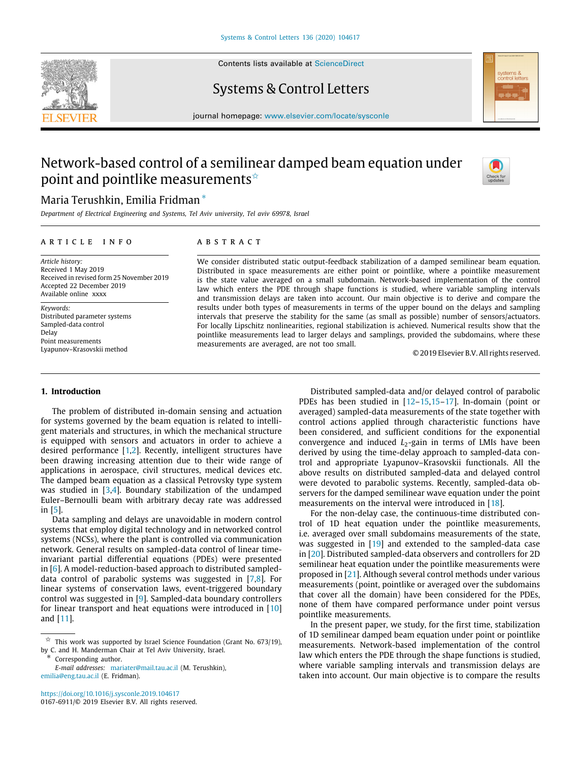# Network-based control of a semilinear damped beam equation under point and pointlike measurements ☆

Maria Terushkin, Emilia Fridman *

*Department of Electrical Engineering and Systems, Tel Aviv university, Tel aviv 69978, Israel*

## ARTICLE INFO

*Article history:*
Received 1 May 2019
Received in revised form 25 November 2019
Accepted 22 December 2019
Available online xxxx

*Keywords:*
Distributed parameter systems
Sampled-data control
Delay
Point measurements
Lyapunov–Krasovskii method

## ABSTRACT

We consider distributed static output-feedback stabilization of a damped semilinear beam equation. Distributed in space measurements are either point or pointlike, where a pointlike measurement is the state value averaged on a small subdomain. Network-based implementation of the control law which enters the PDE through shape functions is studied, where variable sampling intervals and transmission delays are taken into account. Our main objective is to derive and compare the results under both types of measurements in terms of the upper bound on the delays and sampling intervals that preserve the stability for the same (as small as possible) number of sensors/actuators. For locally Lipschitz nonlinearities, regional stabilization is achieved. Numerical results show that the pointlike measurements lead to larger delays and samplings, provided the subdomains, where these measurements are averaged, are not too small.

© 2019 Elsevier B.V. All rights reserved.

## 1. Introduction

The problem of distributed in-domain sensing and actuation for systems governed by the beam equation is related to intelligent materials and structures, in which the mechanical structure is equipped with sensors and actuators in order to achieve a desired performance [1,2]. Recently, intelligent structures have been drawing increasing attention due to their wide range of applications in aerospace, civil structures, medical devices etc. The damped beam equation as a classical Petrovsky type system was studied in [3,4]. Boundary stabilization of the undamped Euler–Bernoulli beam with arbitrary decay rate was addressed in [5].

Data sampling and delays are unavoidable in modern control systems that employ digital technology and in networked control systems (NCSs), where the plant is controlled via communication network. General results on sampled-data control of linear time-invariant partial differential equations (PDEs) were presented in [6]. A model-reduction-based approach to distributed sampled-data control of parabolic systems was suggested in [7,8]. For linear systems of conservation laws, event-triggered boundary control was suggested in [9]. Sampled-data boundary controllers for linear transport and heat equations were introduced in [10] and [11].

Distributed sampled-data and/or delayed control of parabolic PDEs has been studied in [12–15,15–17]. In-domain (point or averaged) sampled-data measurements of the state together with control actions applied through characteristic functions have been considered, and sufficient conditions for the exponential convergence and induced $L_2$-gain in terms of LMIs have been derived by using the time-delay approach to sampled-data control and appropriate Lyapunov–Krasovskii functionals. All the above results on distributed sampled-data and delayed control were devoted to parabolic systems. Recently, sampled-data observers for the damped semilinear wave equation under the point measurements on the interval were introduced in [18].

For the non-delay case, the continuous-time distributed control of 1D heat equation under the pointlike measurements, i.e. averaged over small subdomains measurements of the state, was suggested in [19] and extended to the sampled-data case in [20]. Distributed sampled-data observers and controllers for 2D semilinear heat equation under the pointlike measurements were proposed in [21]. Although several control methods under various measurements (point, pointlike or averaged over the subdomains that cover all the domain) have been considered for the PDEs, none of them have compared performance under point versus pointlike measurements.

In the present paper, we study, for the first time, stabilization of 1D semilinear damped beam equation under point or pointlike measurements. Network-based implementation of the control law which enters the PDE through the shape functions is studied, where variable sampling intervals and transmission delays are taken into account. Our main objective is to compare the results

---

☆ This work was supported by Israel Science Foundation (Grant No. 673/19), by C. and H. Manderman Chair at Tel Aviv University, Israel.

\* Corresponding author.

*E-mail addresses:* mariater@mail.tau.ac.il (M. Terushkin), emilia@eng.tau.ac.il (E. Fridman).

https://doi.org/10.1016/j.sysconle.2019.104617
0167-6911/© 2019 Elsevier B.V. All rights reserved.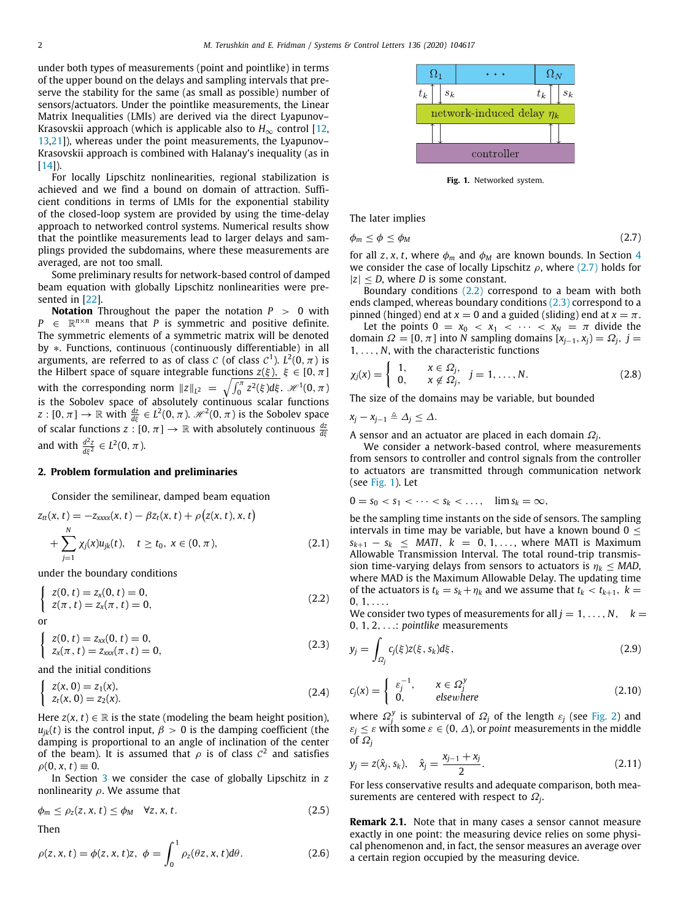under both types of measurements (point and pointlike) in terms of the upper bound on the delays and sampling intervals that preserve the stability for the same (as small as possible) number of sensors/actuators. Under the pointlike measurements, the Linear Matrix Inequalities (LMIs) are derived via the direct Lyapunov–Krasovskii approach (which is applicable also to $H_\infty$ control [12,13,21]), whereas under the point measurements, the Lyapunov–Krasovskii approach is combined with Halanay's inequality (as in [14]).

For locally Lipschitz nonlinearities, regional stabilization is achieved and we find a bound on domain of attraction. Sufficient conditions in terms of LMIs for the exponential stability of the closed-loop system are provided by using the time-delay approach to networked control systems. Numerical results show that the pointlike measurements lead to larger delays and samplings provided the subdomains, where these measurements are averaged, are not too small.

Some preliminary results for network-based control of damped beam equation with globally Lipschitz nonlinearities were presented in [22].

**Notation** Throughout the paper the notation $P > 0$ with $P \in \mathbb{R}^{n\times n}$ means that $P$ is symmetric and positive definite. The symmetric elements of a symmetric matrix will be denoted by $*$. Functions, continuous (continuously differentiable) in all arguments, are referred to as of class $\mathcal{C}$ (of class $\mathcal{C}^1$). $L^2(0,\pi)$ is the Hilbert space of square integrable functions $z(\xi),\ \xi \in [0,\pi]$ with the corresponding norm $\|z\|_{L^2} = \sqrt{\int_0^\pi z^2(\xi)d\xi}$. $\mathscr{H}^1(0,\pi)$ is the Sobolev space of absolutely continuous scalar functions $z : [0,\pi] \to \mathbb{R}$ with $\frac{dz}{d\xi} \in L^2(0,\pi)$. $\mathscr{H}^2(0,\pi)$ is the Sobolev space of scalar functions $z : [0,\pi] \to \mathbb{R}$ with absolutely continuous $\frac{dz}{d\xi}$ and with $\frac{d^2z}{d\xi^2} \in L^2(0,\pi)$.

## 2. Problem formulation and preliminaries

Consider the semilinear, damped beam equation

$$
\begin{aligned}
z_{tt}(x,t) &= -z_{xxxx}(x,t) - \beta z_t(x,t) + \rho\big(z(x,t),x,t\big) \\
&\quad + \sum_{j=1}^{N} \chi_j(x)u_{jk}(t), \quad t \ge t_0,\ x \in (0,\pi),
\end{aligned} \tag{2.1}
$$

under the boundary conditions

$$
\begin{cases} z(0,t) = z_x(0,t) = 0, \\ z(\pi,t) = z_x(\pi,t) = 0, \end{cases} \tag{2.2}
$$

or

$$
\begin{cases} z(0,t) = z_{xx}(0,t) = 0, \\ z_x(\pi,t) = z_{xxx}(\pi,t) = 0, \end{cases} \tag{2.3}
$$

and the initial conditions

$$
\begin{cases} z(x,0) = z_1(x), \\ z_t(x,0) = z_2(x). \end{cases} \tag{2.4}
$$

Here $z(x,t) \in \mathbb{R}$ is the state (modeling the beam height position), $u_{jk}(t)$ is the control input, $\beta > 0$ is the damping coefficient (the damping is proportional to an angle of inclination of the center of the beam). It is assumed that $\rho$ is of class $\mathcal{C}^2$ and satisfies $\rho(0,x,t) \equiv 0$.

In Section 3 we consider the case of globally Lipschitz in $z$ nonlinearity $\rho$. We assume that

$$
\phi_m \le \rho_z(z,x,t) \le \phi_M \quad \forall z,x,t. \tag{2.5}
$$

Then

$$
\rho(z,x,t) = \phi(z,x,t)z,\ \phi = \int_0^1 \rho_z(\theta z,x,t)d\theta. \tag{2.6}
$$

Fig. 1. Networked system.

The later implies

$$
\phi_m \le \phi \le \phi_M \tag{2.7}
$$

for all $z,x,t$, where $\phi_m$ and $\phi_M$ are known bounds. In Section 4 we consider the case of locally Lipschitz $\rho$, where (2.7) holds for $|z| \le D$, where $D$ is some constant.

Boundary conditions (2.2) correspond to a beam with both ends clamped, whereas boundary conditions (2.3) correspond to a pinned (hinged) end at $x = 0$ and a guided (sliding) end at $x = \pi$.

Let the points $0 = x_0 < x_1 < \cdots < x_N = \pi$ divide the domain $\Omega = [0,\pi]$ into $N$ sampling domains $[x_{j-1},x_j) = \Omega_j,\ j = 1,\ldots,N$, with the characteristic functions

$$
\chi_j(x) = \begin{cases} 1, & x \in \Omega_j, \\ 0, & x \notin \Omega_j, \end{cases} \quad j = 1,\ldots,N. \tag{2.8}
$$

The size of the domains may be variable, but bounded

$$
x_j - x_{j-1} \triangleq \Delta_j \le \Delta.
$$

A sensor and an actuator are placed in each domain $\Omega_j$.

We consider a network-based control, where measurements from sensors to controller and control signals from the controller to actuators are transmitted through communication network (see Fig. 1). Let

$$
0 = s_0 < s_1 < \cdots < s_k < \ldots, \quad \lim s_k = \infty,
$$

be the sampling time instants on the side of sensors. The sampling intervals in time may be variable, but have a known bound $0 \le s_{k+1} - s_k \le MATI,\ k = 0,1,\ldots,$ where MATI is Maximum Allowable Transmission Interval. The total round-trip transmission time-varying delays from sensors to actuators is $\eta_k \le MAD$, where MAD is the Maximum Allowable Delay. The updating time of the actuators is $t_k = s_k + \eta_k$ and we assume that $t_k < t_{k+1},\ k = 0,1,\ldots.$

We consider two types of measurements for all $j = 1,\ldots,N,\quad k = 0,1,2,\ldots$: *pointlike* measurements

$$
y_j = \int_{\Omega_j} c_j(\xi)z(\xi,s_k)d\xi, \tag{2.9}
$$

$$
c_j(x) = \begin{cases} \varepsilon_j^{-1}, & x \in \Omega_j^y \\ 0, & elsewhere \end{cases} \tag{2.10}
$$

where $\Omega_j^y$ is subinterval of $\Omega_j$ of the length $\varepsilon_j$ (see Fig. 2) and $\varepsilon_j \le \varepsilon$ with some $\varepsilon \in (0,\Delta)$, or *point* measurements in the middle of $\Omega_j$

$$
y_j = z(\hat{x}_j,s_k), \quad \hat{x}_j = \frac{x_{j-1}+x_j}{2}. \tag{2.11}
$$

For less conservative results and adequate comparison, both measurements are centered with respect to $\Omega_j$.

**Remark 2.1.** Note that in many cases a sensor cannot measure exactly in one point: the measuring device relies on some physical phenomenon and, in fact, the sensor measures an average over a certain region occupied by the measuring device.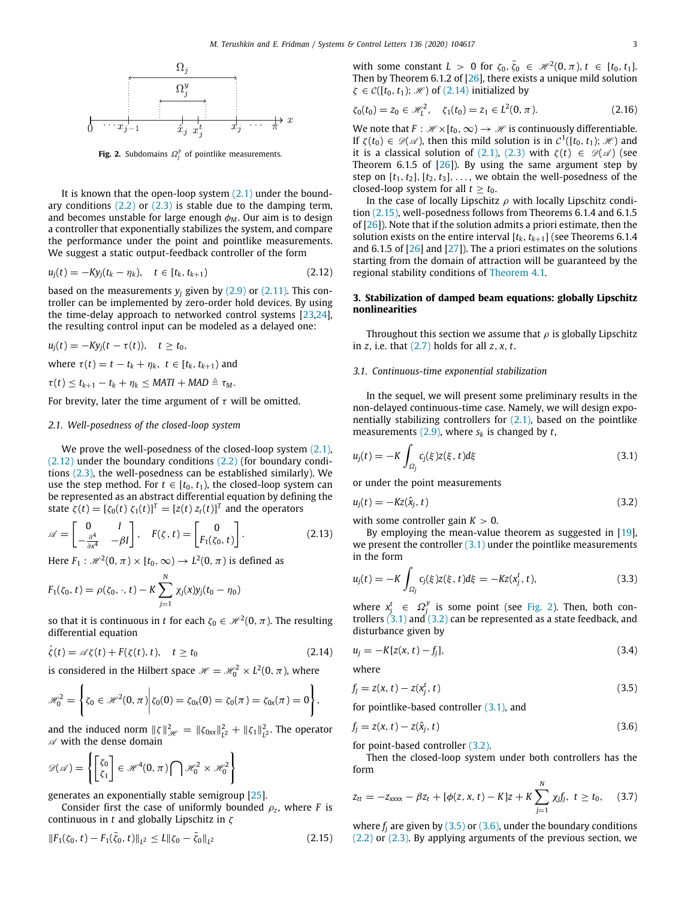Fig. 2. Subdomains $\Omega_j^y$ of pointlike measurements.

It is known that the open-loop system (2.1) under the boundary conditions (2.2) or (2.3) is stable due to the damping term, and becomes unstable for large enough $\phi_M$. Our aim is to design a controller that exponentially stabilizes the system, and compare the performance under the point and pointlike measurements. We suggest a static output-feedback controller of the form

$$u_j(t) = -Ky_j(t_k - \eta_k), \quad t \in [t_k, t_{k+1}) \tag{2.12}$$

based on the measurements $y_j$ given by (2.9) or (2.11). This controller can be implemented by zero-order hold devices. By using the time-delay approach to networked control systems [23,24], the resulting control input can be modeled as a delayed one:

$$u_j(t) = -Ky_j(t - \tau(t)), \quad t \geq t_0,$$

where $\tau(t) = t - t_k + \eta_k$, $t \in [t_k, t_{k+1})$ and

$$\tau(t) \leq t_{k+1} - t_k + \eta_k \leq MATI + MAD \triangleq \tau_M.$$

For brevity, later the time argument of $\tau$ will be omitted.

### 2.1. Well-posedness of the closed-loop system

We prove the well-posedness of the closed-loop system (2.1), (2.12) under the boundary conditions (2.2) (for boundary conditions (2.3), the well-posedness can be established similarly). We use the step method. For $t \in [t_0, t_1)$, the closed-loop system can be represented as an abstract differential equation by defining the state $\zeta(t) = [\zeta_0(t)\ \zeta_1(t)]^T = [z(t)\ z_t(t)]^T$ and the operators

$$\mathscr{A} = \begin{bmatrix} 0 & I \\ -\frac{\partial^4}{\partial x^4} & -\beta I \end{bmatrix}, \quad F(\zeta, t) = \begin{bmatrix} 0 \\ F_1(\zeta_0, t) \end{bmatrix}. \tag{2.13}$$

Here $F_1 : \mathscr{H}^2(0, \pi) \times [t_0, \infty) \to L^2(0, \pi)$ is defined as

$$F_1(\zeta_0, t) = \rho(\zeta_0, \cdot, t) - K \sum_{j=1}^{N} \chi_j(x) y_j(t_0 - \eta_0)$$

so that it is continuous in $t$ for each $\zeta_0 \in \mathscr{H}^2(0, \pi)$. The resulting differential equation

$$\dot{\zeta}(t) = \mathscr{A}\zeta(t) + F(\zeta(t), t), \quad t \geq t_0 \tag{2.14}$$

is considered in the Hilbert space $\mathscr{H} = \mathscr{H}_0^2 \times L^2(0, \pi)$, where

$$\mathscr{H}_0^2 = \left\{ \zeta_0 \in \mathscr{H}^2(0, \pi) \middle| \zeta_0(0) = \zeta_{0x}(0) = \zeta_0(\pi) = \zeta_{0x}(\pi) = 0 \right\},$$

and the induced norm $\|\zeta\|_{\mathscr{H}}^2 = \|\zeta_{0xx}\|_{L^2}^2 + \|\zeta_1\|_{L^2}^2$. The operator $\mathscr{A}$ with the dense domain

$$\mathscr{D}(\mathscr{A}) = \left\{ \begin{bmatrix} \zeta_0 \\ \zeta_1 \end{bmatrix} \in \mathscr{H}^4(0, \pi) \bigcap \mathscr{H}_0^2 \times \mathscr{H}_0^2 \right\}$$

generates an exponentially stable semigroup [25].

Consider first the case of uniformly bounded $\rho_z$, where $F$ is continuous in $t$ and globally Lipschitz in $\zeta$

$$\|F_1(\zeta_0, t) - F_1(\bar{\zeta}_0, t)\|_{L^2} \leq L\|\zeta_0 - \bar{\zeta}_0\|_{L^2} \tag{2.15}$$

with some constant $L > 0$ for $\zeta_0, \bar{\zeta}_0 \in \mathscr{H}^2(0, \pi)$, $t \in [t_0, t_1]$. Then by Theorem 6.1.2 of [26], there exists a unique mild solution $\zeta \in \mathcal{C}([t_0, t_1); \mathscr{H})$ of (2.14) initialized by

$$\zeta_0(t_0) = z_0 \in \mathscr{H}_L^2, \quad \zeta_1(t_0) = z_1 \in L^2(0, \pi). \tag{2.16}$$

We note that $F : \mathscr{H} \times [t_0, \infty) \to \mathscr{H}$ is continuously differentiable. If $\zeta(t_0) \in \mathscr{D}(\mathscr{A})$, then this mild solution is in $\mathcal{C}^1([t_0, t_1); \mathscr{H})$ and it is a classical solution of (2.1), (2.3) with $\zeta(t) \in \mathscr{D}(\mathscr{A})$ (see Theorem 6.1.5 of [26]). By using the same argument step by step on $[t_1, t_2], [t_2, t_3], \ldots$, we obtain the well-posedness of the closed-loop system for all $t \geq t_0$.

In the case of locally Lipschitz $\rho$ with locally Lipschitz condition (2.15), well-posedness follows from Theorems 6.1.4 and 6.1.5 of [26]). Note that if the solution admits a priori estimate, then the solution exists on the entire interval $[t_k, t_{k+1}]$ (see Theorems 6.1.4 and 6.1.5 of [26] and [27]). The a priori estimates on the solutions starting from the domain of attraction will be guaranteed by the regional stability conditions of Theorem 4.1.

## 3. Stabilization of damped beam equations: globally Lipschitz nonlinearities

Throughout this section we assume that $\rho$ is globally Lipschitz in $z$, i.e. that (2.7) holds for all $z, x, t$.

### 3.1. Continuous-time exponential stabilization

In the sequel, we will present some preliminary results in the non-delayed continuous-time case. Namely, we will design exponentially stabilizing controllers for (2.1), based on the pointlike measurements (2.9), where $s_k$ is changed by $t$,

$$u_j(t) = -K \int_{\Omega_j} c_j(\xi) z(\xi, t) d\xi \tag{3.1}$$

or under the point measurements

$$u_j(t) = -Kz(\hat{x}_j, t) \tag{3.2}$$

with some controller gain $K > 0$.

By employing the mean-value theorem as suggested in [19], we present the controller (3.1) under the pointlike measurements in the form

$$u_j(t) = -K \int_{\Omega_j} c_j(\xi) z(\xi, t) d\xi = -Kz(x_j^t, t), \tag{3.3}$$

where $x_j^t \in \Omega_j^y$ is some point (see Fig. 2). Then, both controllers (3.1) and (3.2) can be represented as a state feedback, and disturbance given by

$$u_j = -K[z(x, t) - f_j], \tag{3.4}$$

where

$$f_j = z(x, t) - z(x_j^t, t) \tag{3.5}$$

for pointlike-based controller (3.1), and

$$f_j = z(x, t) - z(\hat{x}_j, t) \tag{3.6}$$

for point-based controller (3.2).

Then the closed-loop system under both controllers has the form

$$z_{tt} = -z_{xxxx} - \beta z_t + [\phi(z, x, t) - K]z + K \sum_{j=1}^{N} \chi_j f_j, \ t \geq t_0, \tag{3.7}$$

where $f_j$ are given by (3.5) or (3.6), under the boundary conditions (2.2) or (2.3). By applying arguments of the previous section, we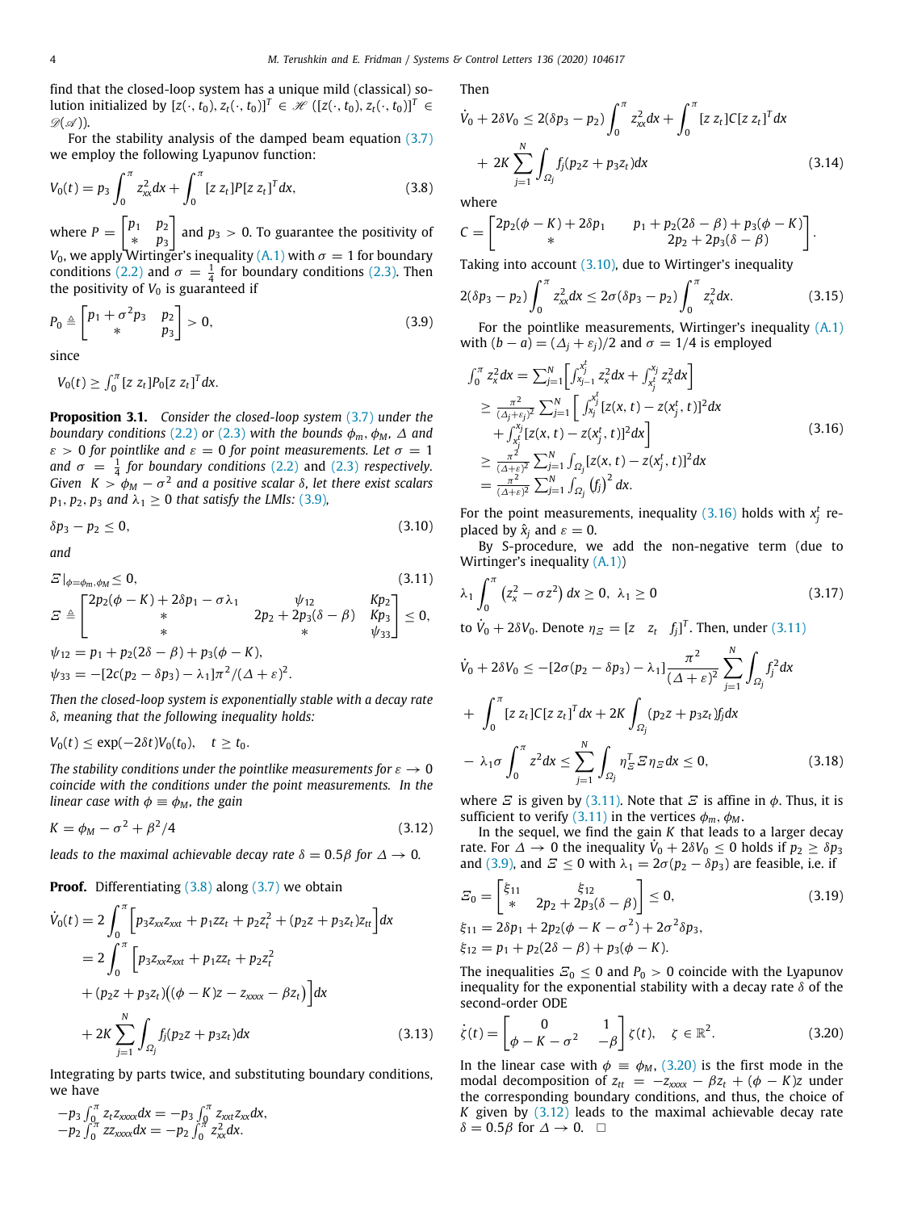find that the closed-loop system has a unique mild (classical) solution initialized by $[z(\cdot,t_0), z_t(\cdot,t_0)]^T \in \mathscr{H}$ ($[z(\cdot,t_0), z_t(\cdot,t_0)]^T \in \mathscr{D}(\mathscr{A})$).

For the stability analysis of the damped beam equation (3.7) we employ the following Lyapunov function:

$$V_0(t) = p_3 \int_0^\pi z_{xx}^2 dx + \int_0^\pi [z\ z_t] P [z\ z_t]^T dx, \tag{3.8}$$

where $P = \begin{bmatrix} p_1 & p_2 \\ * & p_3 \end{bmatrix}$ and $p_3 > 0$. To guarantee the positivity of $V_0$, we apply Wirtinger's inequality (A.1) with $\sigma = 1$ for boundary conditions (2.2) and $\sigma = \frac{1}{4}$ for boundary conditions (2.3). Then the positivity of $V_0$ is guaranteed if

$$P_0 \triangleq \begin{bmatrix} p_1 + \sigma^2 p_3 & p_2 \\ * & p_3 \end{bmatrix} > 0, \tag{3.9}$$

since

$$V_0(t) \geq \int_0^\pi [z\ z_t] P_0 [z\ z_t]^T dx.$$

**Proposition 3.1.** *Consider the closed-loop system (3.7) under the boundary conditions (2.2) or (2.3) with the bounds $\phi_m, \phi_M$, $\Delta$ and $\varepsilon > 0$ for pointlike and $\varepsilon = 0$ for point measurements. Let $\sigma = 1$ and $\sigma = \frac{1}{4}$ for boundary conditions (2.2) and (2.3) respectively. Given $K > \phi_M - \sigma^2$ and a positive scalar $\delta$, let there exist scalars $p_1, p_2, p_3$ and $\lambda_1 \geq 0$ that satisfy the LMIs: (3.9),*

$$\delta p_3 - p_2 \leq 0, \tag{3.10}$$

*and*

$$\Xi|_{\phi=\phi_m,\phi_M} \leq 0, \tag{3.11}$$

$$\Xi \triangleq \begin{bmatrix} 2p_2(\phi - K) + 2\delta p_1 - \sigma\lambda_1 & \psi_{12} & Kp_2 \\ * & 2p_2 + 2p_3(\delta - \beta) & Kp_3 \\ * & * & \psi_{33} \end{bmatrix} \leq 0,$$

$$\psi_{12} = p_1 + p_2(2\delta - \beta) + p_3(\phi - K),$$

$$\psi_{33} = -[2c(p_2 - \delta p_3) - \lambda_1]\pi^2/(\Delta + \varepsilon)^2.$$

*Then the closed-loop system is exponentially stable with a decay rate $\delta$, meaning that the following inequality holds:*

$$V_0(t) \leq \exp(-2\delta t) V_0(t_0), \quad t \geq t_0.$$

*The stability conditions under the pointlike measurements for $\varepsilon \to 0$ coincide with the conditions under the point measurements. In the linear case with $\phi \equiv \phi_M$, the gain*

$$K = \phi_M - \sigma^2 + \beta^2/4 \tag{3.12}$$

*leads to the maximal achievable decay rate $\delta = 0.5\beta$ for $\Delta \to 0$.*

**Proof.** Differentiating (3.8) along (3.7) we obtain

$$\begin{aligned}
\dot{V}_0(t) &= 2\int_0^\pi \left[ p_3 z_{xx} z_{xxt} + p_1 z z_t + p_2 z_t^2 + (p_2 z + p_3 z_t) z_{tt} \right] dx \\
&= 2\int_0^\pi \Big[ p_3 z_{xx} z_{xxt} + p_1 z z_t + p_2 z_t^2 \\
&\quad + (p_2 z + p_3 z_t)\big((\phi - K)z - z_{xxxx} - \beta z_t\big) \Big] dx \\
&\quad + 2K \sum_{j=1}^N \int_{\Omega_j} f_j (p_2 z + p_3 z_t) dx
\end{aligned} \tag{3.13}$$

Integrating by parts twice, and substituting boundary conditions, we have

$$-p_3 \int_0^\pi z_t z_{xxxx} dx = -p_3 \int_0^\pi z_{xxt} z_{xx} dx,$$
$$-p_2 \int_0^\pi z z_{xxxx} dx = -p_2 \int_0^\pi z_{xx}^2 dx.$$

Then

$$\begin{aligned}
\dot{V}_0 + 2\delta V_0 &\leq 2(\delta p_3 - p_2) \int_0^\pi z_{xx}^2 dx + \int_0^\pi [z\ z_t] C [z\ z_t]^T dx \\
&\quad + 2K \sum_{j=1}^N \int_{\Omega_j} f_j (p_2 z + p_3 z_t) dx
\end{aligned} \tag{3.14}$$

where

$$C = \begin{bmatrix} 2p_2(\phi - K) + 2\delta p_1 & p_1 + p_2(2\delta - \beta) + p_3(\phi - K) \\ * & 2p_2 + 2p_3(\delta - \beta) \end{bmatrix}.$$

Taking into account (3.10), due to Wirtinger's inequality

$$2(\delta p_3 - p_2) \int_0^\pi z_{xx}^2 dx \leq 2\sigma(\delta p_3 - p_2) \int_0^\pi z_x^2 dx. \tag{3.15}$$

For the pointlike measurements, Wirtinger's inequality (A.1) with $(b - a) = (\Delta_j + \varepsilon_j)/2$ and $\sigma = 1/4$ is employed

$$\begin{aligned}
\int_0^\pi z_x^2 dx &= \sum_{j=1}^N \left[ \int_{x_{j-1}^t}^{x_j^t} z_x^2 dx + \int_{x_j^t}^{x_j} z_x^2 dx \right] \\
&\geq \frac{\pi^2}{(\Delta_j + \varepsilon_j)^2} \sum_{j=1}^N \Big[ \int_{x_j}^{x_j^t} [z(x,t) - z(x_j^t, t)]^2 dx \\
&\quad + \int_{x_j^t}^{x_j} [z(x,t) - z(x_j^t, t)]^2 dx \Big] \\
&\geq \frac{\pi^2}{(\Delta + \varepsilon)^2} \sum_{j=1}^N \int_{\Omega_j} [z(x,t) - z(x_j^t, t)]^2 dx \\
&= \frac{\pi^2}{(\Delta + \varepsilon)^2} \sum_{j=1}^N \int_{\Omega_j} (f_j)^2 dx.
\end{aligned} \tag{3.16}$$

For the point measurements, inequality (3.16) holds with $x_j^t$ replaced by $\hat{x}_j$ and $\varepsilon = 0$.

By S-procedure, we add the non-negative term (due to Wirtinger's inequality (A.1))

$$\lambda_1 \int_0^\pi \left( z_x^2 - \sigma z^2 \right) dx \geq 0, \ \lambda_1 \geq 0 \tag{3.17}$$

to $\dot{V}_0 + 2\delta V_0$. Denote $\eta_\Xi = [z \quad z_t \quad f_j]^T$. Then, under (3.11)

$$\begin{aligned}
\dot{V}_0 + 2\delta V_0 &\leq -[2\sigma(p_2 - \delta p_3) - \lambda_1] \frac{\pi^2}{(\Delta + \varepsilon)^2} \sum_{j=1}^N \int_{\Omega_j} f_j^2 dx \\
&\quad + \int_0^\pi [z\ z_t] C [z\ z_t]^T dx + 2K \int_{\Omega_j} (p_2 z + p_3 z_t) f_j dx \\
&\quad - \lambda_1 \sigma \int_0^\pi z^2 dx \leq \sum_{j=1}^N \int_{\Omega_j} \eta_\Xi^T \Xi \eta_\Xi dx \leq 0,
\end{aligned} \tag{3.18}$$

where $\Xi$ is given by (3.11). Note that $\Xi$ is affine in $\phi$. Thus, it is sufficient to verify (3.11) in the vertices $\phi_m, \phi_M$.

In the sequel, we find the gain $K$ that leads to a larger decay rate. For $\Delta \to 0$ the inequality $\dot{V}_0 + 2\delta V_0 \leq 0$ holds if $p_2 \geq \delta p_3$ and (3.9), and $\Xi \leq 0$ with $\lambda_1 = 2\sigma(p_2 - \delta p_3)$ are feasible, i.e. if

$$\Xi_0 = \begin{bmatrix} \xi_{11} & \xi_{12} \\ * & 2p_2 + 2p_3(\delta - \beta) \end{bmatrix} \leq 0, \tag{3.19}$$

$$\xi_{11} = 2\delta p_1 + 2p_2(\phi - K - \sigma^2) + 2\sigma^2 \delta p_3,$$

$$\xi_{12} = p_1 + p_2(2\delta - \beta) + p_3(\phi - K).$$

The inequalities $\Xi_0 \leq 0$ and $P_0 > 0$ coincide with the Lyapunov inequality for the exponential stability with a decay rate $\delta$ of the second-order ODE

$$\dot{\zeta}(t) = \begin{bmatrix} 0 & 1 \\ \phi - K - \sigma^2 & -\beta \end{bmatrix} \zeta(t), \quad \zeta \in \mathbb{R}^2. \tag{3.20}$$

In the linear case with $\phi \equiv \phi_M$, (3.20) is the first mode in the modal decomposition of $z_{tt} = -z_{xxxx} - \beta z_t + (\phi - K)z$ under the corresponding boundary conditions, and thus, the choice of $K$ given by (3.12) leads to the maximal achievable decay rate $\delta = 0.5\beta$ for $\Delta \to 0$. □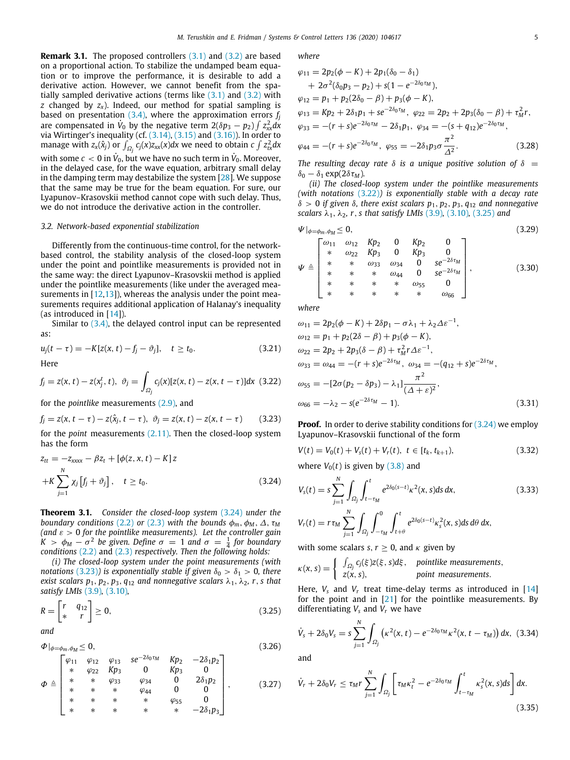**Remark 3.1.** The proposed controllers (3.1) and (3.2) are based on a proportional action. To stabilize the undamped beam equation or to improve the performance, it is desirable to add a derivative action. However, we cannot benefit from the spatially sampled derivative actions (terms like (3.1) and (3.2) with $z$ changed by $z_x$). Indeed, our method for spatial sampling is based on presentation (3.4), where the approximation errors $f_j$ are compensated in $\dot{V}_0$ by the negative term $2(\delta p_3 - p_2)\int z_{xx}^2 dx$ via Wirtinger's inequality (cf. (3.14), (3.15) and (3.16)). In order to manage with $z_x(\hat{x}_j)$ or $\int_{\Omega_j} c_j(x) z_{xx}(x)dx$ we need to obtain $c\int z_{tx}^2 dx$ with some $c<0$ in $\dot{V}_0$, but we have no such term in $\dot{V}_0$. Moreover, in the delayed case, for the wave equation, arbitrary small delay in the damping term may destabilize the system [28]. We suppose that the same may be true for the beam equation. For sure, our Lyapunov–Krasovskii method cannot cope with such delay. Thus, we do not introduce the derivative action in the controller.

### 3.2. Network-based exponential stabilization

Differently from the continuous-time control, for the network-based control, the stability analysis of the closed-loop system under the point and pointlike measurements is provided not in the same way: the direct Lyapunov–Krasovskii method is applied under the pointlike measurements (like under the averaged measurements in [12,13]), whereas the analysis under the point measurements requires additional application of Halanay's inequality (as introduced in [14]).

Similar to (3.4), the delayed control input can be represented as:

$$u_j(t-\tau) = -K[z(x,t) - f_j - \vartheta_j], \quad t \geq t_0. \tag{3.21}$$

Here

$$f_j = z(x,t) - z(x_j^t, t), \; \vartheta_j = \int_{\Omega_j} c_j(x)[z(x,t) - z(x, t-\tau)]dx \tag{3.22}$$

for the *pointlike* measurements (2.9), and

$$f_j = z(x, t-\tau) - z(\hat{x}_j, t-\tau), \quad \vartheta_j = z(x,t) - z(x, t-\tau) \tag{3.23}$$

for the *point* measurements (2.11). Then the closed-loop system has the form

$$z_{tt} = -z_{xxxx} - \beta z_t + [\phi(z,x,t) - K]z$$
$$+K\sum_{j=1}^{N} \chi_j \left[f_j + \vartheta_j\right], \quad t \geq t_0. \tag{3.24}$$

**Theorem 3.1.** *Consider the closed-loop system (3.24) under the boundary conditions (2.2) or (2.3) with the bounds $\phi_m$, $\phi_M$, $\Delta$, $\tau_M$ (and $\varepsilon > 0$ for the pointlike measurements). Let the controller gain $K > \phi_M - \sigma^2$ be given. Define $\sigma = 1$ and $\sigma = \frac{1}{4}$ for boundary conditions (2.2) and (2.3) respectively. Then the following holds:*

*(i) The closed-loop system under the point measurements (with notations (3.23)) is exponentially stable if given $\delta_0 > \delta_1 > 0$, there exist scalars $p_1, p_2, p_3, q_{12}$ and nonnegative scalars $\lambda_1, \lambda_2, r, s$ that satisfy LMIs (3.9), (3.10),*

$$R = \begin{bmatrix} r & q_{12} \\ * & r \end{bmatrix} \geq 0, \tag{3.25}$$

*and*

$$\Phi|_{\phi=\phi_m,\phi_M} \leq 0, \tag{3.26}$$

$$\Phi \triangleq \begin{bmatrix} \varphi_{11} & \varphi_{12} & \varphi_{13} & se^{-2\delta_0\tau_M} & Kp_2 & -2\delta_1 p_2 \\ * & \varphi_{22} & Kp_3 & 0 & Kp_3 & 0 \\ * & * & \varphi_{33} & \varphi_{34} & 0 & 2\delta_1 p_2 \\ * & * & * & \varphi_{44} & 0 & 0 \\ * & * & * & * & \varphi_{55} & 0 \\ * & * & * & * & * & -2\delta_1 p_3 \end{bmatrix}, \tag{3.27}$$

*where*

$$\begin{aligned}
\varphi_{11} &= 2p_2(\phi - K) + 2p_1(\delta_0 - \delta_1) \\
&\quad + 2\sigma^2(\delta_0 p_3 - p_2) + s(1 - e^{-2\delta_0\tau_M}), \\
\varphi_{12} &= p_1 + p_2(2\delta_0 - \beta) + p_3(\phi - K), \\
\varphi_{13} &= Kp_2 + 2\delta_1 p_1 + se^{-2\delta_0\tau_M}, \; \varphi_{22} = 2p_2 + 2p_3(\delta_0 - \beta) + \tau_M^2 r, \\
\varphi_{33} &= -(r+s)e^{-2\delta_0\tau_M} - 2\delta_1 p_1, \; \varphi_{34} = -(s + q_{12})e^{-2\delta_0\tau_M}, \\
\varphi_{44} &= -(r+s)e^{-2\delta_0\tau_M}, \; \varphi_{55} = -2\delta_1 p_3 \sigma \frac{\pi^2}{\Delta^2}.
\end{aligned} \tag{3.28}$$

*The resulting decay rate $\delta$ is a unique positive solution of $\delta = \delta_0 - \delta_1 \exp(2\delta\tau_M)$.*

*(ii) The closed-loop system under the pointlike measurements (with notations (3.22)) is exponentially stable with a decay rate $\delta > 0$ if given $\delta$, there exist scalars $p_1, p_2, p_3, q_{12}$ and nonnegative scalars $\lambda_1, \lambda_2, r, s$ that satisfy LMIs (3.9), (3.10), (3.25) and*

$$\Psi|_{\phi=\phi_m,\phi_M} \leq 0, \tag{3.29}$$

$$\Psi \triangleq \begin{bmatrix} \omega_{11} & \omega_{12} & Kp_2 & 0 & Kp_2 & 0 \\ * & \omega_{22} & Kp_3 & 0 & Kp_3 & 0 \\ * & * & \omega_{33} & \omega_{34} & 0 & se^{-2\delta\tau_M} \\ * & * & * & \omega_{44} & 0 & se^{-2\delta\tau_M} \\ * & * & * & * & \omega_{55} & 0 \\ * & * & * & * & * & \omega_{66} \end{bmatrix}, \tag{3.30}$$

*where*

$$\begin{aligned}
\omega_{11} &= 2p_2(\phi - K) + 2\delta p_1 - \sigma\lambda_1 + \lambda_2 \Delta\varepsilon^{-1}, \\
\omega_{12} &= p_1 + p_2(2\delta - \beta) + p_3(\phi - K), \\
\omega_{22} &= 2p_2 + 2p_3(\delta - \beta) + \tau_M^2 r \Delta \varepsilon^{-1}, \\
\omega_{33} &= \omega_{44} = -(r+s)e^{-2\delta\tau_M}, \; \omega_{34} = -(q_{12} + s)e^{-2\delta\tau_M}, \\
\omega_{55} &= -[2\sigma(p_2 - \delta p_3) - \lambda_1]\frac{\pi^2}{(\Delta + \varepsilon)^2}, \\
\omega_{66} &= -\lambda_2 - s(e^{-2\delta\tau_M} - 1).
\end{aligned} \tag{3.31}$$

**Proof.** In order to derive stability conditions for (3.24) we employ Lyapunov–Krasovskii functional of the form

$$V(t) = V_0(t) + V_s(t) + V_r(t), \; t \in [t_k, t_{k+1}), \tag{3.32}$$

where $V_0(t)$ is given by (3.8) and

$$V_s(t) = s\sum_{j=1}^{N} \int_{\Omega_j} \int_{t-\tau_M}^{t} e^{2\delta_0(s-t)} \kappa^2(x,s) ds\, dx, \tag{3.33}$$

$$V_r(t) = r\tau_M \sum_{j=1}^{N} \int_{\Omega_j} \int_{-\tau_M}^{0} \int_{t+\theta}^{t} e^{2\delta_0(s-t)} \kappa_s^2(x,s) ds\, d\theta\, dx,$$

with some scalars $s, r \geq 0$, and $\kappa$ given by

$$\kappa(x,s) = \begin{cases} \int_{\Omega_j} c_j(\xi) z(\xi, s) d\xi, & \text{pointlike measurements}, \\ z(x,s), & \text{point measurements}. \end{cases}$$

Here, $V_s$ and $V_r$ treat time-delay terms as introduced in [14] for the point and in [21] for the pointlike measurements. By differentiating $V_s$ and $V_r$ we have

$$\dot{V}_s + 2\delta_0 V_s = s\sum_{j=1}^{N} \int_{\Omega_j} \left(\kappa^2(x,t) - e^{-2\delta_0\tau_M}\kappa^2(x, t-\tau_M)\right) dx, \tag{3.34}$$

and

$$\dot{V}_r + 2\delta_0 V_r \leq \tau_M r \sum_{j=1}^{N} \int_{\Omega_j} \left[\tau_M \kappa_t^2 - e^{-2\delta_0\tau_M} \int_{t-\tau_M}^{t} \kappa_s^2(x,s) ds\right] dx. \tag{3.35}$$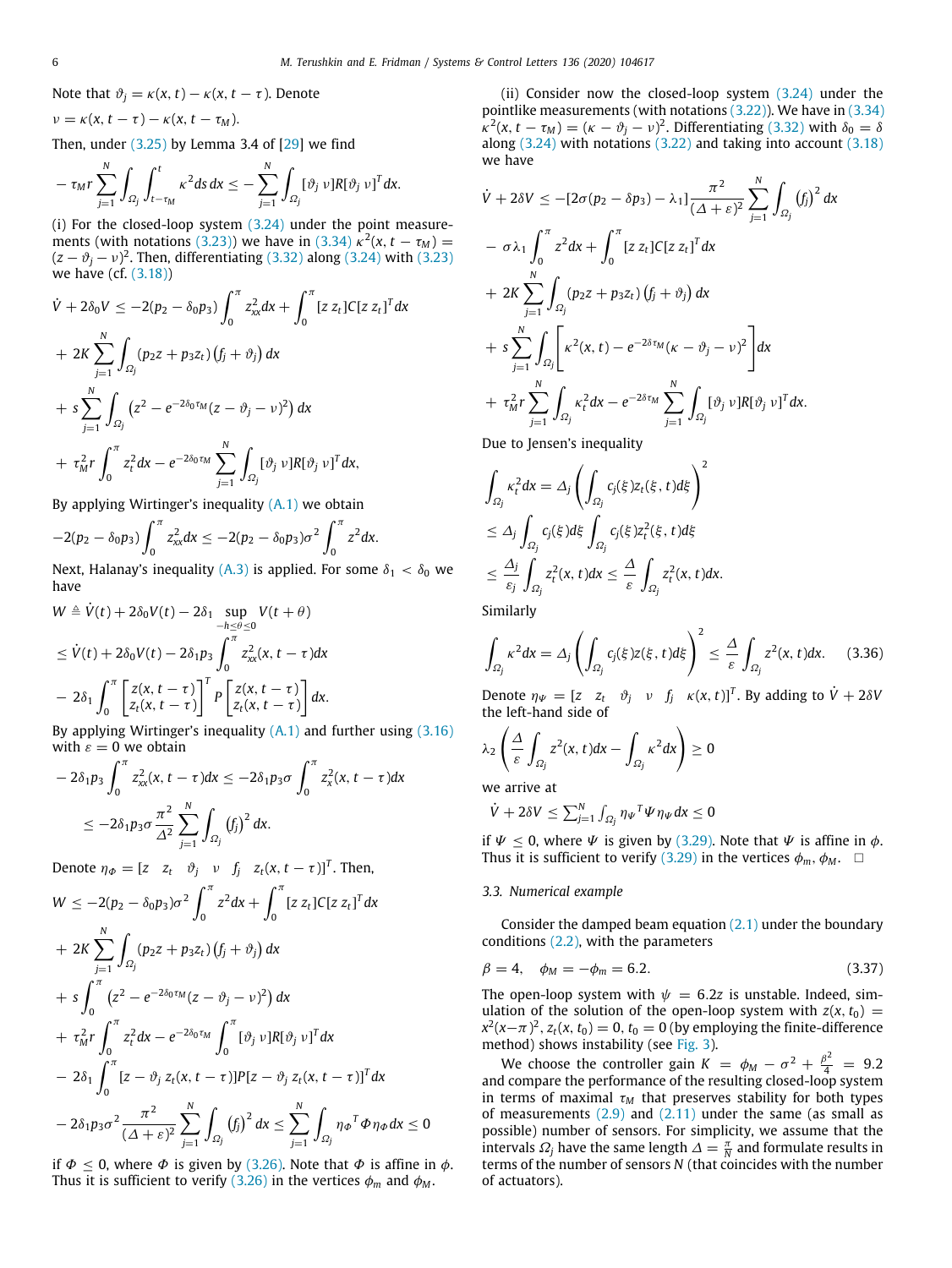Note that $\vartheta_j = \kappa(x,t) - \kappa(x, t-\tau)$. Denote

$$\nu = \kappa(x, t-\tau) - \kappa(x, t-\tau_M).$$

Then, under (3.25) by Lemma 3.4 of [29] we find

$$-\tau_M r \sum_{j=1}^{N} \int_{\Omega_j} \int_{t-\tau_M}^{t} \kappa^2 ds\, dx \le -\sum_{j=1}^{N} \int_{\Omega_j} [\vartheta_j \ \nu] R [\vartheta_j \ \nu]^T dx.$$

(i) For the closed-loop system (3.24) under the point measurements (with notations (3.23)) we have in (3.34) $\kappa^2(x, t-\tau_M) = (z - \vartheta_j - \nu)^2$. Then, differentiating (3.32) along (3.24) with (3.23) we have (cf. (3.18))

$$\begin{aligned}
&\dot V + 2\delta_0 V \le -2(p_2 - \delta_0 p_3) \int_0^\pi z_{xx}^2 dx + \int_0^\pi [z \ z_t] C [z \ z_t]^T dx \\
&+ 2K \sum_{j=1}^{N} \int_{\Omega_j} (p_2 z + p_3 z_t)(f_j + \vartheta_j)\, dx \\
&+ s \sum_{j=1}^{N} \int_{\Omega_j} \left(z^2 - e^{-2\delta_0 \tau_M}(z - \vartheta_j - \nu)^2\right) dx \\
&+ \tau_M^2 r \int_0^\pi z_t^2 dx - e^{-2\delta_0 \tau_M} \sum_{j=1}^{N} \int_{\Omega_j} [\vartheta_j \ \nu] R [\vartheta_j \ \nu]^T dx,
\end{aligned}$$

By applying Wirtinger's inequality (A.1) we obtain

$$-2(p_2 - \delta_0 p_3) \int_0^\pi z_{xx}^2 dx \le -2(p_2 - \delta_0 p_3)\sigma^2 \int_0^\pi z^2 dx.$$

Next, Halanay's inequality (A.3) is applied. For some $\delta_1 < \delta_0$ we have

$$\begin{aligned}
W &\triangleq \dot V(t) + 2\delta_0 V(t) - 2\delta_1 \sup_{-h \le \theta \le 0} V(t+\theta) \\
&\le \dot V(t) + 2\delta_0 V(t) - 2\delta_1 p_3 \int_0^\pi z_{xx}^2(x, t-\tau) dx \\
&- 2\delta_1 \int_0^\pi \begin{bmatrix} z(x, t-\tau) \\ z_t(x, t-\tau) \end{bmatrix}^T P \begin{bmatrix} z(x, t-\tau) \\ z_t(x, t-\tau) \end{bmatrix} dx.
\end{aligned}$$

By applying Wirtinger's inequality (A.1) and further using (3.16) with $\varepsilon = 0$ we obtain

$$\begin{aligned}
&-2\delta_1 p_3 \int_0^\pi z_{xx}^2(x, t-\tau) dx \le -2\delta_1 p_3 \sigma \int_0^\pi z_x^2(x, t-\tau) dx \\
&\le -2\delta_1 p_3 \sigma \frac{\pi^2}{\Delta^2} \sum_{j=1}^{N} \int_{\Omega_j} (f_j)^2\, dx.
\end{aligned}$$

Denote $\eta_\Phi = [z \quad z_t \quad \vartheta_j \quad \nu \quad f_j \quad z_t(x, t-\tau)]^T$. Then,

$$\begin{aligned}
W &\le -2(p_2 - \delta_0 p_3)\sigma^2 \int_0^\pi z^2 dx + \int_0^\pi [z \ z_t] C [z \ z_t]^T dx \\
&+ 2K \sum_{j=1}^{N} \int_{\Omega_j} (p_2 z + p_3 z_t)(f_j + \vartheta_j)\, dx \\
&+ s \int_0^\pi \left(z^2 - e^{-2\delta_0 \tau_M}(z - \vartheta_j - \nu)^2\right) dx \\
&+ \tau_M^2 r \int_0^\pi z_t^2 dx - e^{-2\delta_0 \tau_M} \int_0^\pi [\vartheta_j \ \nu] R [\vartheta_j \ \nu]^T dx \\
&- 2\delta_1 \int_0^\pi [z - \vartheta_j \ z_t(x, t-\tau)] P [z - \vartheta_j \ z_t(x, t-\tau)]^T dx \\
&- 2\delta_1 p_3 \sigma^2 \frac{\pi^2}{(\Delta + \varepsilon)^2} \sum_{j=1}^{N} \int_{\Omega_j} (f_j)^2\, dx \le \sum_{j=1}^{N} \int_{\Omega_j} \eta_\Phi{}^T \Phi \eta_\Phi dx \le 0
\end{aligned}$$

if $\Phi \le 0$, where $\Phi$ is given by (3.26). Note that $\Phi$ is affine in $\phi$. Thus it is sufficient to verify (3.26) in the vertices $\phi_m$ and $\phi_M$.

(ii) Consider now the closed-loop system (3.24) under the pointlike measurements (with notations (3.22)). We have in (3.34) $\kappa^2(x, t-\tau_M) = (\kappa - \vartheta_j - \nu)^2$. Differentiating (3.32) with $\delta_0 = \delta$ along (3.24) with notations (3.22) and taking into account (3.18) we have

$$\begin{aligned}
&\dot V + 2\delta V \le -[2\sigma(p_2 - \delta p_3) - \lambda_1] \frac{\pi^2}{(\Delta + \varepsilon)^2} \sum_{j=1}^{N} \int_{\Omega_j} (f_j)^2\, dx \\
&- \sigma \lambda_1 \int_0^\pi z^2 dx + \int_0^\pi [z \ z_t] C [z \ z_t]^T dx \\
&+ 2K \sum_{j=1}^{N} \int_{\Omega_j} (p_2 z + p_3 z_t)(f_j + \vartheta_j)\, dx \\
&+ s \sum_{j=1}^{N} \int_{\Omega_j} \left[\kappa^2(x,t) - e^{-2\delta \tau_M}(\kappa - \vartheta_j - \nu)^2\right] dx \\
&+ \tau_M^2 r \sum_{j=1}^{N} \int_{\Omega_j} \kappa_t^2 dx - e^{-2\delta \tau_M} \sum_{j=1}^{N} \int_{\Omega_j} [\vartheta_j \ \nu] R [\vartheta_j \ \nu]^T dx.
\end{aligned}$$

Due to Jensen's inequality

$$\begin{aligned}
&\int_{\Omega_j} \kappa_t^2 dx = \Delta_j \left( \int_{\Omega_j} c_j(\xi) z_t(\xi, t) d\xi \right)^2 \\
&\le \Delta_j \int_{\Omega_j} c_j(\xi) d\xi \int_{\Omega_j} c_j(\xi) z_t^2(\xi, t) d\xi \\
&\le \frac{\Delta_j}{\varepsilon_j} \int_{\Omega_j} z_t^2(x,t) dx \le \frac{\Delta}{\varepsilon} \int_{\Omega_j} z_t^2(x,t) dx.
\end{aligned}$$

Similarly

$$\int_{\Omega_j} \kappa^2 dx = \Delta_j \left( \int_{\Omega_j} c_j(\xi) z(\xi, t) d\xi \right)^2 \le \frac{\Delta}{\varepsilon} \int_{\Omega_j} z^2(x,t) dx. \tag{3.36}$$

Denote $\eta_\Psi = [z \quad z_t \quad \vartheta_j \quad \nu \quad f_j \quad \kappa(x,t)]^T$. By adding to $\dot V + 2\delta V$ the left-hand side of

$$\lambda_2 \left( \frac{\Delta}{\varepsilon} \int_{\Omega_j} z^2(x,t) dx - \int_{\Omega_j} \kappa^2 dx \right) \ge 0$$

we arrive at

$$\dot V + 2\delta V \le \sum_{j=1}^{N} \int_{\Omega_j} \eta_\Psi{}^T \Psi \eta_\Psi dx \le 0$$

if $\Psi \le 0$, where $\Psi$ is given by (3.29). Note that $\Psi$ is affine in $\phi$. Thus it is sufficient to verify (3.29) in the vertices $\phi_m, \phi_M$. $\square$

### 3.3. Numerical example

Consider the damped beam equation (2.1) under the boundary conditions (2.2), with the parameters

$$\beta = 4, \quad \phi_M = -\phi_m = 6.2. \tag{3.37}$$

The open-loop system with $\psi = 6.2z$ is unstable. Indeed, simulation of the solution of the open-loop system with $z(x, t_0) = x^2(x-\pi)^2$, $z_t(x, t_0) = 0$, $t_0 = 0$ (by employing the finite-difference method) shows instability (see Fig. 3).

We choose the controller gain $K = \phi_M - \sigma^2 + \frac{\beta^2}{4} = 9.2$ and compare the performance of the resulting closed-loop system in terms of maximal $\tau_M$ that preserves stability for both types of measurements (2.9) and (2.11) under the same (as small as possible) number of sensors. For simplicity, we assume that the intervals $\Omega_j$ have the same length $\Delta = \frac{\pi}{N}$ and formulate results in terms of the number of sensors $N$ (that coincides with the number of actuators).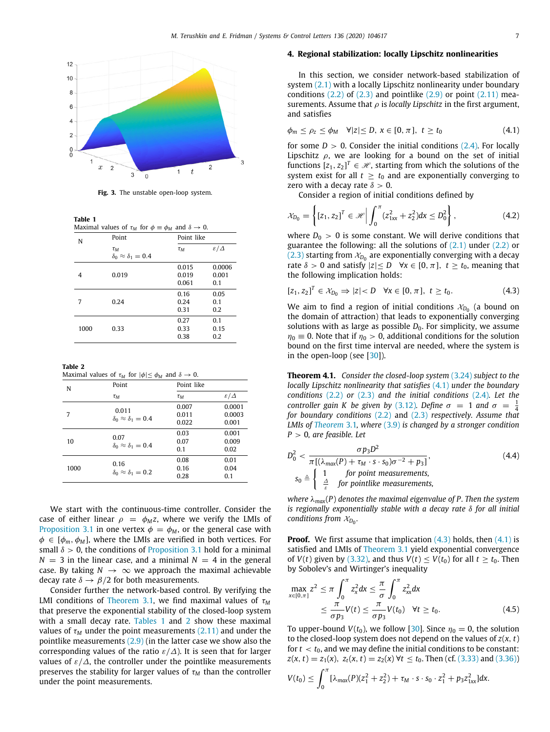Fig. 3. The unstable open-loop system.

**Table 1**
Maximal values of $\tau_M$ for $\phi \equiv \phi_M$ and $\delta \to 0$.

| N | Point | Point like | |
|---|---|---|---|
| | $\tau_M$ $\delta_0 \approx \delta_1 = 0.4$ | $\tau_M$ | $\varepsilon/\Delta$ |
| 4 | 0.019 | 0.015 | 0.0006 |
| | | 0.019 | 0.001 |
| | | 0.061 | 0.1 |
| 7 | 0.24 | 0.16 | 0.05 |
| | | 0.24 | 0.1 |
| | | 0.31 | 0.2 |
| 1000 | 0.33 | 0.27 | 0.1 |
| | | 0.33 | 0.15 |
| | | 0.38 | 0.2 |

**Table 2**
Maximal values of $\tau_M$ for $|\phi| \le \phi_M$ and $\delta \to 0$.

| N | Point | Point like | |
|---|---|---|---|
| | $\tau_M$ | $\tau_M$ | $\varepsilon/\Delta$ |
| 7 | 0.011 $\delta_0 \approx \delta_1 = 0.4$ | 0.007 | 0.0001 |
| | | 0.011 | 0.0003 |
| | | 0.022 | 0.001 |
| 10 | 0.07 $\delta_0 \approx \delta_1 = 0.4$ | 0.03 | 0.001 |
| | | 0.07 | 0.009 |
| | | 0.1 | 0.02 |
| 1000 | 0.16 $\delta_0 \approx \delta_1 = 0.2$ | 0.08 | 0.01 |
| | | 0.16 | 0.04 |
| | | 0.28 | 0.1 |

We start with the continuous-time controller. Consider the case of either linear $\rho = \phi_M z$, where we verify the LMIs of Proposition 3.1 in one vertex $\phi = \phi_M$, or the general case with $\phi \in [\phi_m, \phi_M]$, where the LMIs are verified in both vertices. For small $\delta > 0$, the conditions of Proposition 3.1 hold for a minimal $N = 3$ in the linear case, and a minimal $N = 4$ in the general case. By taking $N \to \infty$ we approach the maximal achievable decay rate $\delta \to \beta/2$ for both measurements.

Consider further the network-based control. By verifying the LMI conditions of Theorem 3.1, we find maximal values of $\tau_M$ that preserve the exponential stability of the closed-loop system with a small decay rate. Tables 1 and 2 show these maximal values of $\tau_M$ under the point measurements (2.11) and under the pointlike measurements (2.9) (in the latter case we show also the corresponding values of the ratio $\varepsilon/\Delta$). It is seen that for larger values of $\varepsilon/\Delta$, the controller under the pointlike measurements preserves the stability for larger values of $\tau_M$ than the controller under the point measurements.

## 4. Regional stabilization: locally Lipschitz nonlinearities

In this section, we consider network-based stabilization of system (2.1) with a locally Lipschitz nonlinearity under boundary conditions (2.2) of (2.3) and pointlike (2.9) or point (2.11) measurements. Assume that $\rho$ is *locally Lipschitz* in the first argument, and satisfies

$$\phi_m \le \rho_z \le \phi_M \quad \forall |z| \le D,\ x \in [0,\pi],\ t \ge t_0 \tag{4.1}$$

for some $D > 0$. Consider the initial conditions (2.4). For locally Lipschitz $\rho$, we are looking for a bound on the set of initial functions $[z_1, z_2]^T \in \mathscr{H}$, starting from which the solutions of the system exist for all $t \ge t_0$ and are exponentially converging to zero with a decay rate $\delta > 0$.

Consider a region of initial conditions defined by

$$\mathcal{X}_{D_0} = \left\{ [z_1, z_2]^T \in \mathscr{H} \middle| \int_0^\pi (z_{1xx}^2 + z_2^2)dx \le D_0^2 \right\}, \tag{4.2}$$

where $D_0 > 0$ is some constant. We will derive conditions that guarantee the following: all the solutions of (2.1) under (2.2) or (2.3) starting from $\mathcal{X}_{D_0}$ are exponentially converging with a decay rate $\delta > 0$ and satisfy $|z| \le D \quad \forall x \in [0,\pi],\ t \ge t_0$, meaning that the following implication holds:

$$[z_1, z_2]^T \in \mathcal{X}_{D_0} \Rightarrow |z| < D \quad \forall x \in [0,\pi],\ t \ge t_0. \tag{4.3}$$

We aim to find a region of initial conditions $\mathcal{X}_{D_0}$ (a bound on the domain of attraction) that leads to exponentially converging solutions with as large as possible $D_0$. For simplicity, we assume $\eta_0 \equiv 0$. Note that if $\eta_0 > 0$, additional conditions for the solution bound on the first time interval are needed, where the system is in the open-loop (see [30]).

**Theorem 4.1.** *Consider the closed-loop system (3.24) subject to the locally Lipschitz nonlinearity that satisfies (4.1) under the boundary conditions (2.2) or (2.3) and the initial conditions (2.4). Let the controller gain K be given by (3.12). Define $\sigma = 1$ and $\sigma = \frac{1}{4}$ for boundary conditions (2.2) and (2.3) respectively. Assume that LMIs of Theorem 3.1, where (3.9) is changed by a stronger condition $P > 0$, are feasible. Let*

$$D_0^2 < \frac{\sigma p_3 D^2}{\pi[(\lambda_{max}(P) + \tau_M \cdot s \cdot s_0)\sigma^{-2} + p_3]}, \tag{4.4}$$

$$s_0 \triangleq \begin{cases} 1 & \text{for point measurements,} \\ \frac{\Delta}{\varepsilon} & \text{for pointlike measurements,} \end{cases}$$

*where $\lambda_{max}(P)$ denotes the maximal eigenvalue of P. Then the system is regionally exponentially stable with a decay rate $\delta$ for all initial conditions from $\mathcal{X}_{D_0}$.*

**Proof.** We first assume that implication (4.3) holds, then (4.1) is satisfied and LMIs of Theorem 3.1 yield exponential convergence of $V(t)$ given by (3.32), and thus $V(t) \le V(t_0)$ for all $t \ge t_0$. Then by Sobolev's and Wirtinger's inequality

$$\begin{aligned} \max_{x\in[0,\pi]} z^2 &\le \pi \int_0^\pi z_x^2 dx \le \frac{\pi}{\sigma} \int_0^\pi z_{xx}^2 dx \\ &\le \frac{\pi}{\sigma p_3} V(t) \le \frac{\pi}{\sigma p_3} V(t_0) \quad \forall t \ge t_0. \end{aligned} \tag{4.5}$$

To upper-bound $V(t_0)$, we follow [30]. Since $\eta_0 = 0$, the solution to the closed-loop system does not depend on the values of $z(x,t)$ for $t < t_0$, and we may define the initial conditions to be constant: $z(x,t) = z_1(x),\ z_t(x,t) = z_2(x)\ \forall t \le t_0$. Then (cf. (3.33) and (3.36))

$$V(t_0) \le \int_0^\pi [\lambda_{max}(P)(z_1^2 + z_2^2) + \tau_M \cdot s \cdot s_0 \cdot z_1^2 + p_3 z_{1xx}^2]dx.$$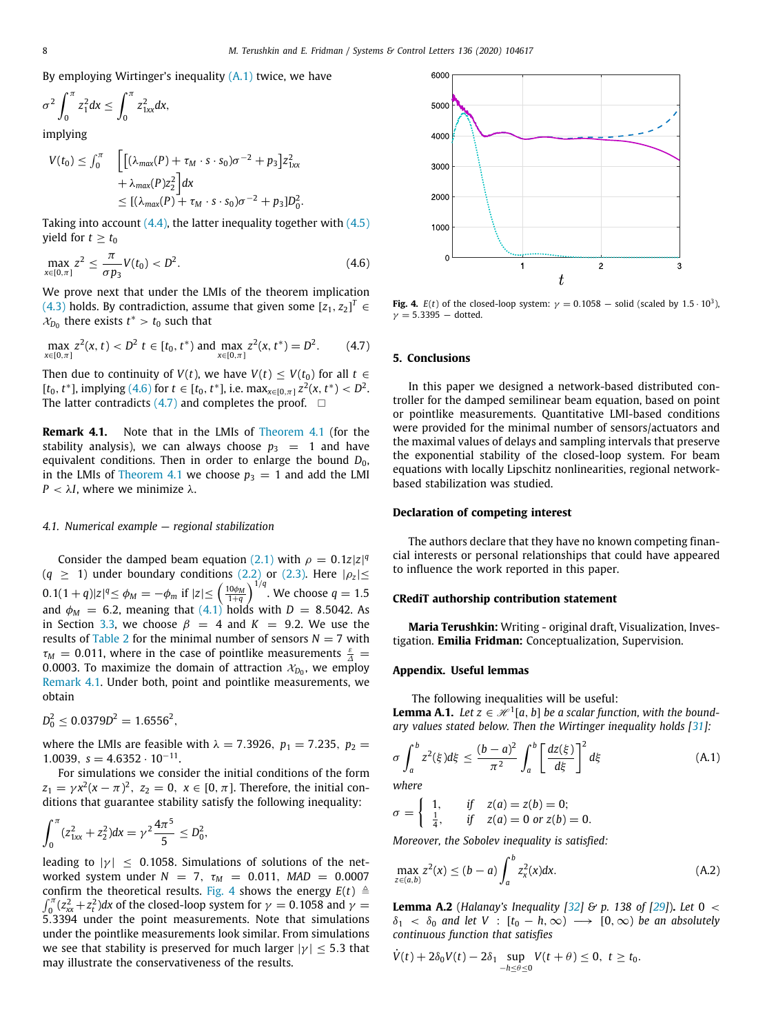By employing Wirtinger's inequality (A.1) twice, we have

$$\sigma^2 \int_0^\pi z_1^2 dx \le \int_0^\pi z_{1xx}^2 dx,$$

implying

$$V(t_0) \le \int_0^\pi \Big[ [(\lambda_{max}(P) + \tau_M \cdot s \cdot s_0)\sigma^{-2} + p_3] z_{1xx}^2 + \lambda_{max}(P) z_2^2 \Big] dx \le [(\lambda_{max}(P) + \tau_M \cdot s \cdot s_0)\sigma^{-2} + p_3] D_0^2.$$

Taking into account (4.4), the latter inequality together with (4.5) yield for $t \ge t_0$

$$\max_{x\in[0,\pi]} z^2 \le \frac{\pi}{\sigma p_3} V(t_0) < D^2. \tag{4.6}$$

We prove next that under the LMIs of the theorem implication (4.3) holds. By contradiction, assume that given some $[z_1, z_2]^T \in \mathcal{X}_{D_0}$ there exists $t^* > t_0$ such that

$$\max_{x\in[0,\pi]} z^2(x,t) < D^2 \; t \in [t_0, t^*) \text{ and } \max_{x\in[0,\pi]} z^2(x,t^*) = D^2. \tag{4.7}$$

Then due to continuity of $V(t)$, we have $V(t) \le V(t_0)$ for all $t \in [t_0, t^*]$, implying (4.6) for $t \in [t_0, t^*]$, i.e. $\max_{x\in[0,\pi]} z^2(x,t^*) < D^2$. The latter contradicts (4.7) and completes the proof. □

**Remark 4.1.** Note that in the LMIs of Theorem 4.1 (for the stability analysis), we can always choose $p_3 = 1$ and have equivalent conditions. Then in order to enlarge the bound $D_0$, in the LMIs of Theorem 4.1 we choose $p_3 = 1$ and add the LMI $P < \lambda I$, where we minimize $\lambda$.

### 4.1. Numerical example — regional stabilization

Consider the damped beam equation (2.1) with $\rho = 0.1z|z|^q$ ($q \ge 1$) under boundary conditions (2.2) or (2.3). Here $|\rho_z| \le 0.1(1+q)|z|^q \le \phi_M = -\phi_m$ if $|z| \le \left(\frac{10\phi_M}{1+q}\right)^{1/q}$. We choose $q = 1.5$ and $\phi_M = 6.2$, meaning that (4.1) holds with $D = 8.5042$. As in Section 3.3, we choose $\beta = 4$ and $K = 9.2$. We use the results of Table 2 for the minimal number of sensors $N = 7$ with $\tau_M = 0.011$, where in the case of pointlike measurements $\frac{\varepsilon}{\Delta} = 0.0003$. To maximize the domain of attraction $\mathcal{X}_{D_0}$, we employ Remark 4.1. Under both, point and pointlike measurements, we obtain

$$D_0^2 \le 0.0379 D^2 = 1.6556^2,$$

where the LMIs are feasible with $\lambda = 7.3926$, $p_1 = 7.235$, $p_2 = 1.0039$, $s = 4.6352 \cdot 10^{-11}$.

For simulations we consider the initial conditions of the form $z_1 = \gamma x^2 (x-\pi)^2$, $z_2 = 0$, $x \in [0,\pi]$. Therefore, the initial conditions that guarantee stability satisfy the following inequality:

$$\int_0^\pi (z_{1xx}^2 + z_2^2) dx = \gamma^2 \frac{4\pi^5}{5} \le D_0^2,$$

leading to $|\gamma| \le 0.1058$. Simulations of solutions of the networked system under $N = 7$, $\tau_M = 0.011$, $MAD = 0.0007$ confirm the theoretical results. Fig. 4 shows the energy $E(t) \triangleq \int_0^\pi (z_{xx}^2 + z_t^2) dx$ of the closed-loop system for $\gamma = 0.1058$ and $\gamma = 5.3394$ under the point measurements. Note that simulations under the pointlike measurements look similar. From simulations we see that stability is preserved for much larger $|\gamma| \le 5.3$ that may illustrate the conservativeness of the results.

**Fig. 4.** $E(t)$ of the closed-loop system: $\gamma = 0.1058$ — solid (scaled by $1.5 \cdot 10^3$), $\gamma = 5.3395$ — dotted.

## 5. Conclusions

In this paper we designed a network-based distributed controller for the damped semilinear beam equation, based on point or pointlike measurements. Quantitative LMI-based conditions were provided for the minimal number of sensors/actuators and the maximal values of delays and sampling intervals that preserve the exponential stability of the closed-loop system. For beam equations with locally Lipschitz nonlinearities, regional network-based stabilization was studied.

## Declaration of competing interest

The authors declare that they have no known competing financial interests or personal relationships that could have appeared to influence the work reported in this paper.

## CRediT authorship contribution statement

**Maria Terushkin:** Writing - original draft, Visualization, Investigation. **Emilia Fridman:** Conceptualization, Supervision.

## Appendix. Useful lemmas

The following inequalities will be useful:

**Lemma A.1.** *Let $z \in \mathscr{H}^1[a,b]$ be a scalar function, with the boundary values stated below. Then the Wirtinger inequality holds [31]:*

$$\sigma \int_a^b z^2(\xi) d\xi \le \frac{(b-a)^2}{\pi^2} \int_a^b \left[\frac{dz(\xi)}{d\xi}\right]^2 d\xi \tag{A.1}$$

*where*

$$\sigma = \begin{cases} 1, & \text{if } \; z(a) = z(b) = 0; \\ \frac{1}{4}, & \text{if } \; z(a) = 0 \text{ or } z(b) = 0. \end{cases}$$

*Moreover, the Sobolev inequality is satisfied:*

$$\max_{z\in(a,b)} z^2(x) \le (b-a) \int_a^b z_x^2(x) dx. \tag{A.2}$$

**Lemma A.2** (Halanay's Inequality [32] & p. 138 of [29]). *Let $0 < \delta_1 < \delta_0$ and let $V : [t_0 - h, \infty) \longrightarrow [0,\infty)$ be an absolutely continuous function that satisfies*

$$\dot V(t) + 2\delta_0 V(t) - 2\delta_1 \sup_{-h\le\theta\le 0} V(t+\theta) \le 0, \; t \ge t_0.$$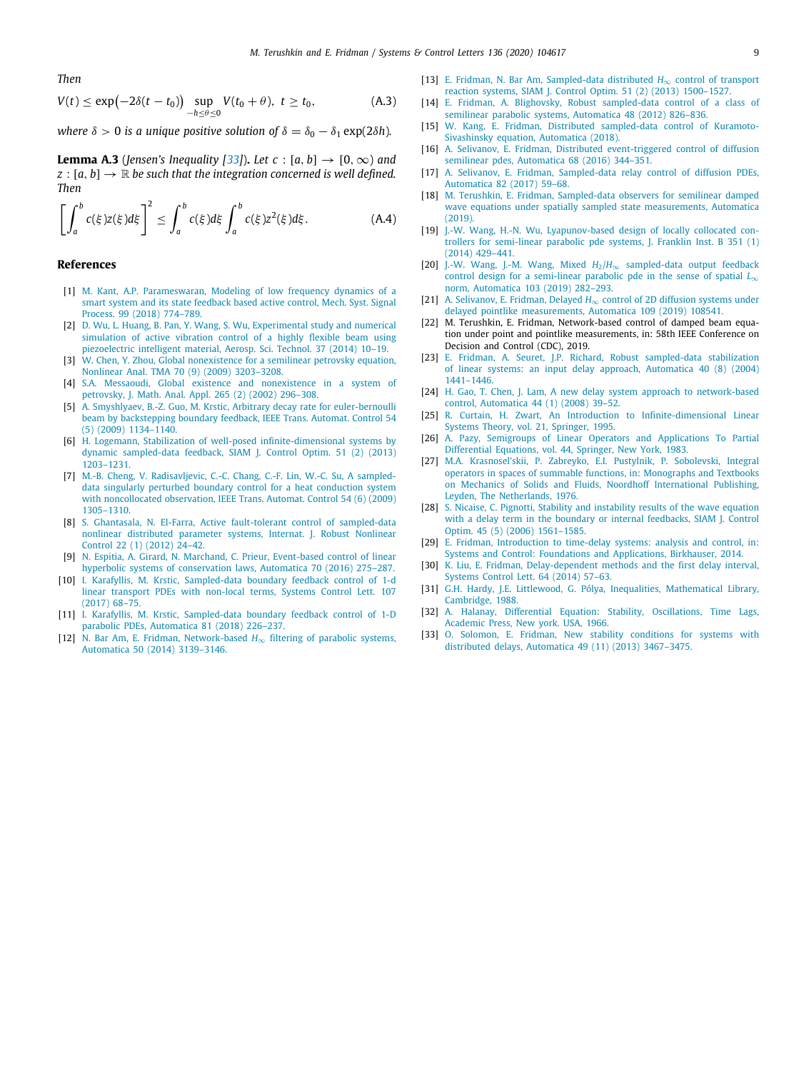*Then*

$$V(t) \leq \exp\big(-2\delta(t-t_0)\big) \sup_{-h\leq\theta\leq 0} V(t_0+\theta), \ t \geq t_0, \tag{A.3}$$

*where* $\delta > 0$ *is a unique positive solution of* $\delta = \delta_0 - \delta_1 \exp(2\delta h)$.

**Lemma A.3** (*Jensen's Inequality [33]*). *Let* $c : [a, b] \to [0, \infty)$ *and* $z : [a, b] \to \mathbb{R}$ *be such that the integration concerned is well defined. Then*

$$\left[\int_a^b c(\xi)z(\xi)d\xi\right]^2 \leq \int_a^b c(\xi)d\xi \int_a^b c(\xi)z^2(\xi)d\xi. \tag{A.4}$$

## References

[1] M. Kant, A.P. Parameswaran, Modeling of low frequency dynamics of a smart system and its state feedback based active control, Mech. Syst. Signal Process. 99 (2018) 774–789.

[2] D. Wu, L. Huang, B. Pan, Y. Wang, S. Wu, Experimental study and numerical simulation of active vibration control of a highly flexible beam using piezoelectric intelligent material, Aerosp. Sci. Technol. 37 (2014) 10–19.

[3] W. Chen, Y. Zhou, Global nonexistence for a semilinear petrovsky equation, Nonlinear Anal. TMA 70 (9) (2009) 3203–3208.

[4] S.A. Messaoudi, Global existence and nonexistence in a system of petrovsky, J. Math. Anal. Appl. 265 (2) (2002) 296–308.

[5] A. Smyshlyaev, B.-Z. Guo, M. Krstic, Arbitrary decay rate for euler-bernoulli beam by backstepping boundary feedback, IEEE Trans. Automat. Control 54 (5) (2009) 1134–1140.

[6] H. Logemann, Stabilization of well-posed infinite-dimensional systems by dynamic sampled-data feedback, SIAM J. Control Optim. 51 (2) (2013) 1203–1231.

[7] M.-B. Cheng, V. Radisavljevic, C.-C. Chang, C.-F. Lin, W.-C. Su, A sampled-data singularly perturbed boundary control for a heat conduction system with noncollocated observation, IEEE Trans. Automat. Control 54 (6) (2009) 1305–1310.

[8] S. Ghantasala, N. El-Farra, Active fault-tolerant control of sampled-data nonlinear distributed parameter systems, Internat. J. Robust Nonlinear Control 22 (1) (2012) 24–42.

[9] N. Espitia, A. Girard, N. Marchand, C. Prieur, Event-based control of linear hyperbolic systems of conservation laws, Automatica 70 (2016) 275–287.

[10] I. Karafyllis, M. Krstic, Sampled-data boundary feedback control of 1-d linear transport PDEs with non-local terms, Systems Control Lett. 107 (2017) 68–75.

[11] I. Karafyllis, M. Krstic, Sampled-data boundary feedback control of 1-D parabolic PDEs, Automatica 81 (2018) 226–237.

[12] N. Bar Am, E. Fridman, Network-based $H_\infty$ filtering of parabolic systems, Automatica 50 (2014) 3139–3146.

[13] E. Fridman, N. Bar Am, Sampled-data distributed $H_\infty$ control of transport reaction systems, SIAM J. Control Optim. 51 (2) (2013) 1500–1527.

[14] E. Fridman, A. Blighovsky, Robust sampled-data control of a class of semilinear parabolic systems, Automatica 48 (2012) 826–836.

[15] W. Kang, E. Fridman, Distributed sampled-data control of Kuramoto-Sivashinsky equation, Automatica (2018).

[16] A. Selivanov, E. Fridman, Distributed event-triggered control of diffusion semilinear pdes, Automatica 68 (2016) 344–351.

[17] A. Selivanov, E. Fridman, Sampled-data relay control of diffusion PDEs, Automatica 82 (2017) 59–68.

[18] M. Terushkin, E. Fridman, Sampled-data observers for semilinear damped wave equations under spatially sampled state measurements, Automatica (2019).

[19] J.-W. Wang, H.-N. Wu, Lyapunov-based design of locally collocated controllers for semi-linear parabolic pde systems, J. Franklin Inst. B 351 (1) (2014) 429–441.

[20] J.-W. Wang, J.-M. Wang, Mixed $H_2/H_\infty$ sampled-data output feedback control design for a semi-linear parabolic pde in the sense of spatial $L_\infty$ norm, Automatica 103 (2019) 282–293.

[21] A. Selivanov, E. Fridman, Delayed $H_\infty$ control of 2D diffusion systems under delayed pointlike measurements, Automatica 109 (2019) 108541.

[22] M. Terushkin, E. Fridman, Network-based control of damped beam equation under point and pointlike measurements, in: 58th IEEE Conference on Decision and Control (CDC), 2019.

[23] E. Fridman, A. Seuret, J.P. Richard, Robust sampled-data stabilization of linear systems: an input delay approach, Automatica 40 (8) (2004) 1441–1446.

[24] H. Gao, T. Chen, J. Lam, A new delay system approach to network-based control, Automatica 44 (1) (2008) 39–52.

[25] R. Curtain, H. Zwart, An Introduction to Infinite-dimensional Linear Systems Theory, vol. 21, Springer, 1995.

[26] A. Pazy, Semigroups of Linear Operators and Applications To Partial Differential Equations, vol. 44, Springer, New York, 1983.

[27] M.A. Krasnosel'skii, P. Zabreyko, E.I. Pustylnik, P. Sobolevski, Integral operators in spaces of summable functions, in: Monographs and Textbooks on Mechanics of Solids and Fluids, Noordhoff International Publishing, Leyden, The Netherlands, 1976.

[28] S. Nicaise, C. Pignotti, Stability and instability results of the wave equation with a delay term in the boundary or internal feedbacks, SIAM J. Control Optim. 45 (5) (2006) 1561–1585.

[29] E. Fridman, Introduction to time-delay systems: analysis and control, in: Systems and Control: Foundations and Applications, Birkhauser, 2014.

[30] K. Liu, E. Fridman, Delay-dependent methods and the first delay interval, Systems Control Lett. 64 (2014) 57–63.

[31] G.H. Hardy, J.E. Littlewood, G. Pólya, Inequalities, Mathematical Library, Cambridge, 1988.

[32] A. Halanay, Differential Equation: Stability, Oscillations, Time Lags, Academic Press, New york. USA, 1966.

[33] O. Solomon, E. Fridman, New stability conditions for systems with distributed delays, Automatica 49 (11) (2013) 3467–3475.